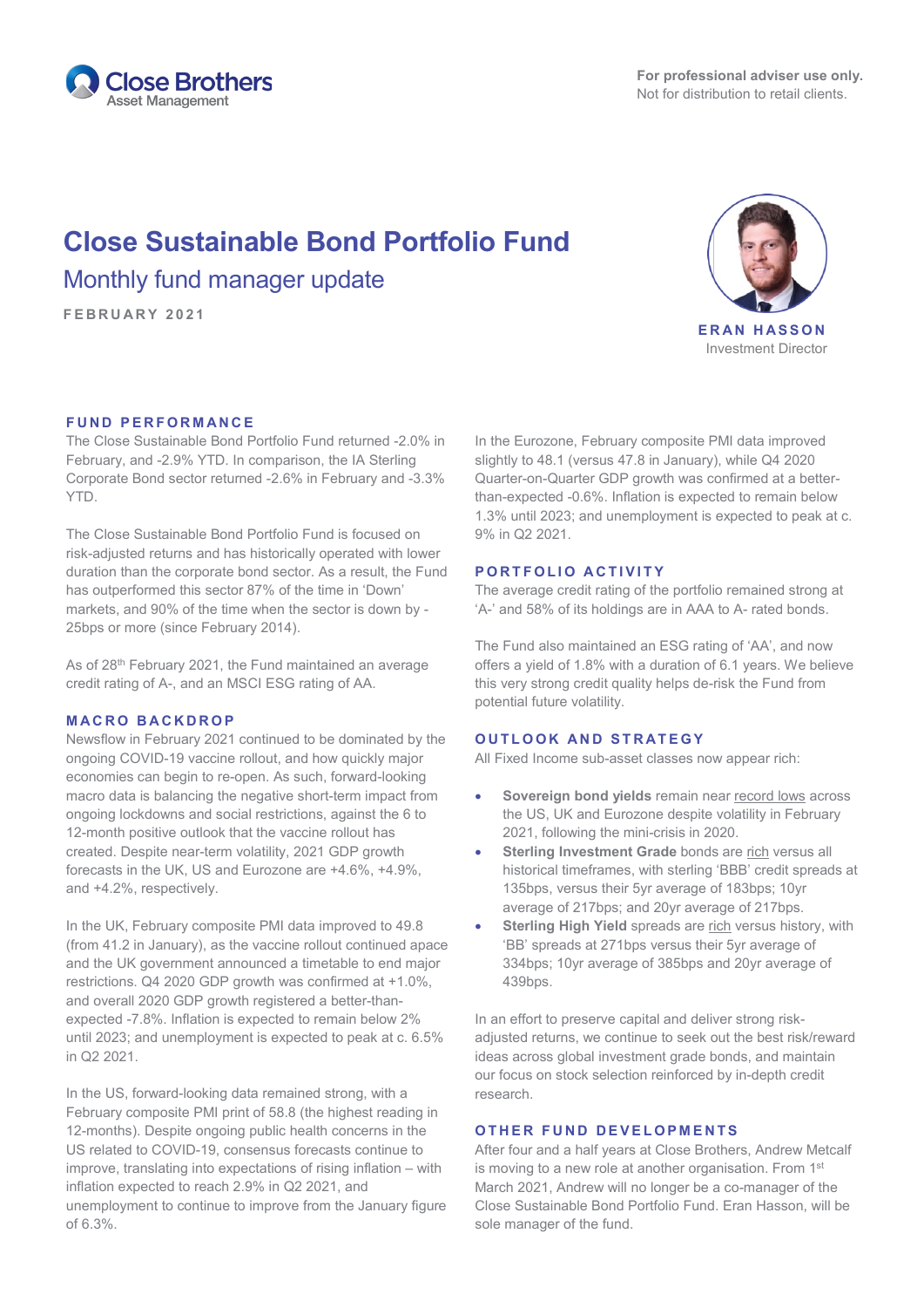Close Brothers Asset Management

**For professional adviser use only.**
Not for distribution to retail clients.

# Close Sustainable Bond Portfolio Fund

## Monthly fund manager update

FEBRUARY 2021

**ERAN HASSON**
Investment Director

### FUND PERFORMANCE

The Close Sustainable Bond Portfolio Fund returned -2.0% in February, and -2.9% YTD. In comparison, the IA Sterling Corporate Bond sector returned -2.6% in February and -3.3% YTD.

The Close Sustainable Bond Portfolio Fund is focused on risk-adjusted returns and has historically operated with lower duration than the corporate bond sector. As a result, the Fund has outperformed this sector 87% of the time in 'Down' markets, and 90% of the time when the sector is down by -25bps or more (since February 2014).

As of 28th February 2021, the Fund maintained an average credit rating of A-, and an MSCI ESG rating of AA.

### MACRO BACKDROP

Newsflow in February 2021 continued to be dominated by the ongoing COVID-19 vaccine rollout, and how quickly major economies can begin to re-open. As such, forward-looking macro data is balancing the negative short-term impact from ongoing lockdowns and social restrictions, against the 6 to 12-month positive outlook that the vaccine rollout has created. Despite near-term volatility, 2021 GDP growth forecasts in the UK, US and Eurozone are +4.6%, +4.9%, and +4.2%, respectively.

In the UK, February composite PMI data improved to 49.8 (from 41.2 in January), as the vaccine rollout continued apace and the UK government announced a timetable to end major restrictions. Q4 2020 GDP growth was confirmed at +1.0%, and overall 2020 GDP growth registered a better-than-expected -7.8%. Inflation is expected to remain below 2% until 2023; and unemployment is expected to peak at c. 6.5% in Q2 2021.

In the US, forward-looking data remained strong, with a February composite PMI print of 58.8 (the highest reading in 12-months). Despite ongoing public health concerns in the US related to COVID-19, consensus forecasts continue to improve, translating into expectations of rising inflation – with inflation expected to reach 2.9% in Q2 2021, and unemployment to continue to improve from the January figure of 6.3%.

In the Eurozone, February composite PMI data improved slightly to 48.1 (versus 47.8 in January), while Q4 2020 Quarter-on-Quarter GDP growth was confirmed at a better-than-expected -0.6%. Inflation is expected to remain below 1.3% until 2023; and unemployment is expected to peak at c. 9% in Q2 2021.

### PORTFOLIO ACTIVITY

The average credit rating of the portfolio remained strong at 'A-' and 58% of its holdings are in AAA to A- rated bonds.

The Fund also maintained an ESG rating of 'AA', and now offers a yield of 1.8% with a duration of 6.1 years. We believe this very strong credit quality helps de-risk the Fund from potential future volatility.

### OUTLOOK AND STRATEGY

All Fixed Income sub-asset classes now appear rich:

- **Sovereign bond yields** remain near record lows across the US, UK and Eurozone despite volatility in February 2021, following the mini-crisis in 2020.
- **Sterling Investment Grade** bonds are rich versus all historical timeframes, with sterling 'BBB' credit spreads at 135bps, versus their 5yr average of 183bps; 10yr average of 217bps; and 20yr average of 217bps.
- **Sterling High Yield** spreads are rich versus history, with 'BB' spreads at 271bps versus their 5yr average of 334bps; 10yr average of 385bps and 20yr average of 439bps.

In an effort to preserve capital and deliver strong risk-adjusted returns, we continue to seek out the best risk/reward ideas across global investment grade bonds, and maintain our focus on stock selection reinforced by in-depth credit research.

### OTHER FUND DEVELOPMENTS

After four and a half years at Close Brothers, Andrew Metcalf is moving to a new role at another organisation. From 1st March 2021, Andrew will no longer be a co-manager of the Close Sustainable Bond Portfolio Fund. Eran Hasson, will be sole manager of the fund.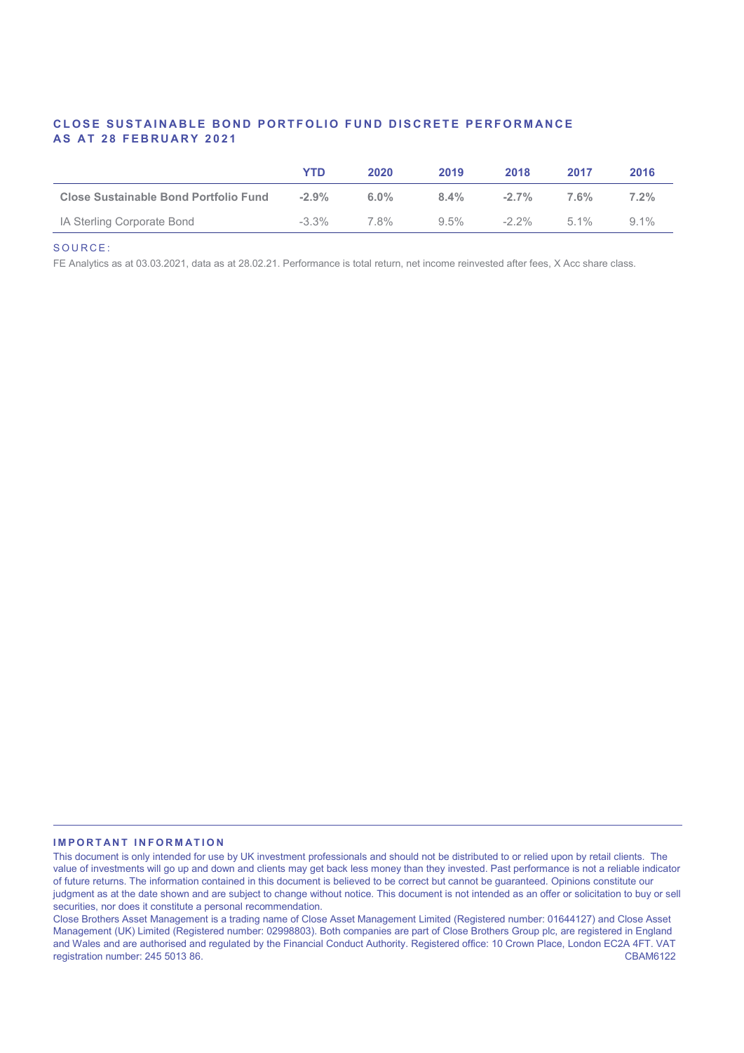## CLOSE SUSTAINABLE BOND PORTFOLIO FUND DISCRETE PERFORMANCE AS AT 28 FEBRUARY 2021

| | YTD | 2020 | 2019 | 2018 | 2017 | 2016 |
|---|---|---|---|---|---|---|
| **Close Sustainable Bond Portfolio Fund** | **-2.9%** | **6.0%** | **8.4%** | **-2.7%** | **7.6%** | **7.2%** |
| IA Sterling Corporate Bond | -3.3% | 7.8% | 9.5% | -2.2% | 5.1% | 9.1% |

SOURCE:

FE Analytics as at 03.03.2021, data as at 28.02.21. Performance is total return, net income reinvested after fees, X Acc share class.

### IMPORTANT INFORMATION

This document is only intended for use by UK investment professionals and should not be distributed to or relied upon by retail clients. The value of investments will go up and down and clients may get back less money than they invested. Past performance is not a reliable indicator of future returns. The information contained in this document is believed to be correct but cannot be guaranteed. Opinions constitute our judgment as at the date shown and are subject to change without notice. This document is not intended as an offer or solicitation to buy or sell securities, nor does it constitute a personal recommendation.

Close Brothers Asset Management is a trading name of Close Asset Management Limited (Registered number: 01644127) and Close Asset Management (UK) Limited (Registered number: 02998803). Both companies are part of Close Brothers Group plc, are registered in England and Wales and are authorised and regulated by the Financial Conduct Authority. Registered office: 10 Crown Place, London EC2A 4FT. VAT registration number: 245 5013 86. CBAM6122